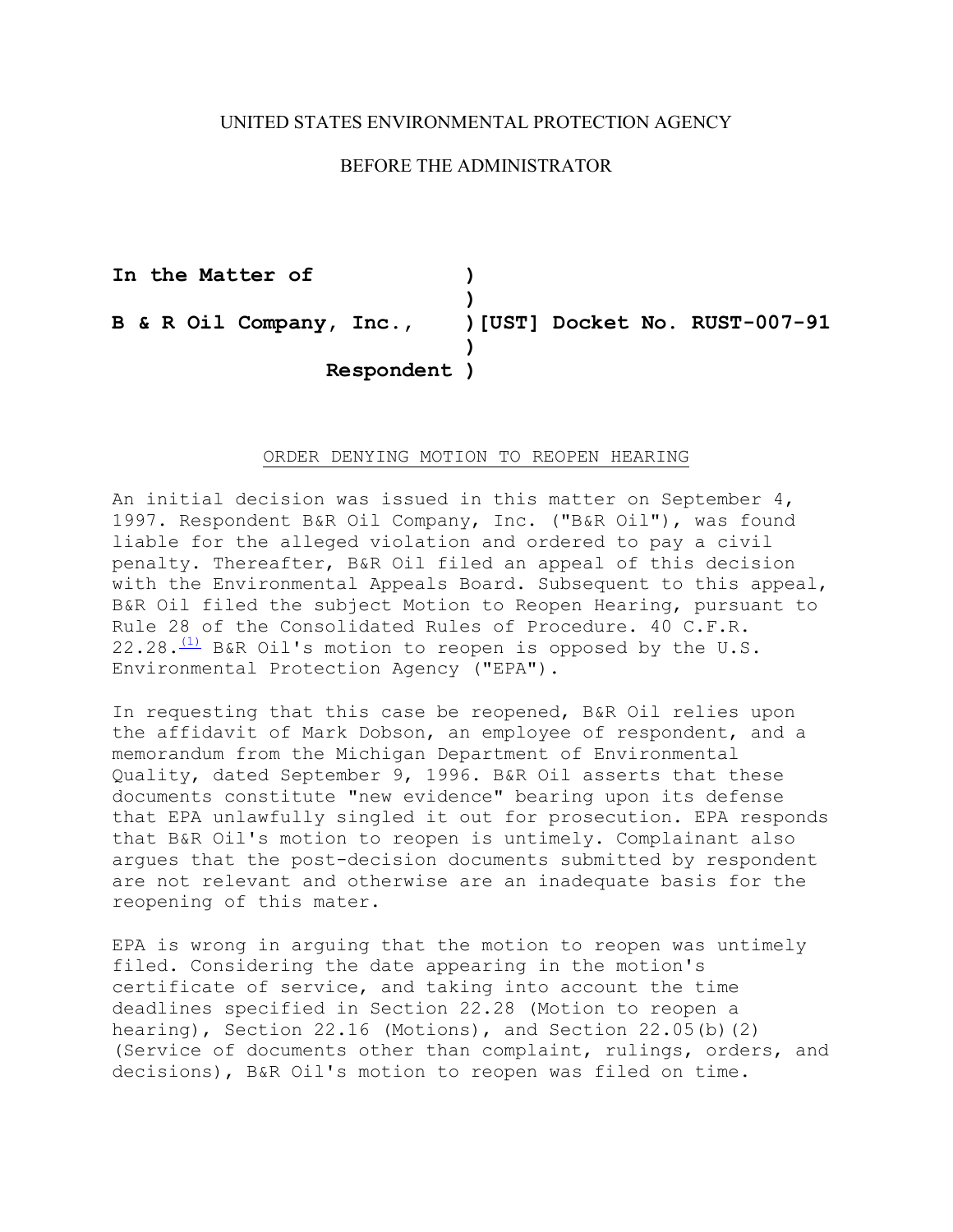UNITED STATES ENVIRONMENTAL PROTECTION AGENCY

BEFORE THE ADMINISTRATOR

**In the Matter of** )

)

**B & R Oil Company, Inc.,** ) **[UST] Docket No. RUST-007-91**

)

**Respondent** )

ORDER DENYING MOTION TO REOPEN HEARING

An initial decision was issued in this matter on September 4, 1997. Respondent B&R Oil Company, Inc. ("B&R Oil"), was found liable for the alleged violation and ordered to pay a civil penalty. Thereafter, B&R Oil filed an appeal of this decision with the Environmental Appeals Board. Subsequent to this appeal, B&R Oil filed the subject Motion to Reopen Hearing, pursuant to Rule 28 of the Consolidated Rules of Procedure. 40 C.F.R. 22.28.[(1)] B&R Oil's motion to reopen is opposed by the U.S. Environmental Protection Agency ("EPA").

In requesting that this case be reopened, B&R Oil relies upon the affidavit of Mark Dobson, an employee of respondent, and a memorandum from the Michigan Department of Environmental Quality, dated September 9, 1996. B&R Oil asserts that these documents constitute "new evidence" bearing upon its defense that EPA unlawfully singled it out for prosecution. EPA responds that B&R Oil's motion to reopen is untimely. Complainant also argues that the post-decision documents submitted by respondent are not relevant and otherwise are an inadequate basis for the reopening of this mater.

EPA is wrong in arguing that the motion to reopen was untimely filed. Considering the date appearing in the motion's certificate of service, and taking into account the time deadlines specified in Section 22.28 (Motion to reopen a hearing), Section 22.16 (Motions), and Section 22.05(b)(2) (Service of documents other than complaint, rulings, orders, and decisions), B&R Oil's motion to reopen was filed on time.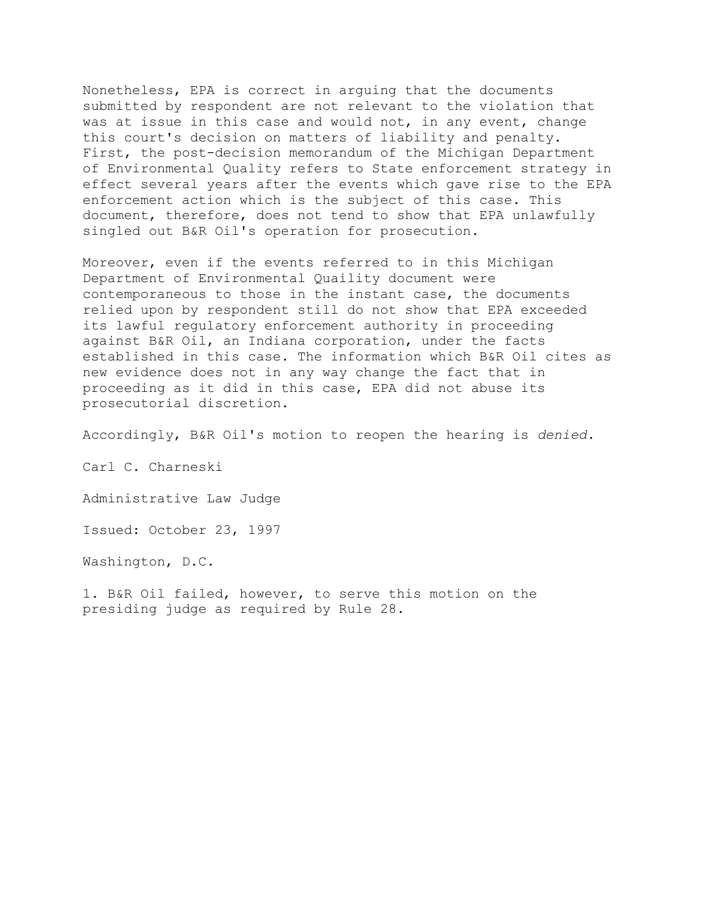Nonetheless, EPA is correct in arguing that the documents submitted by respondent are not relevant to the violation that was at issue in this case and would not, in any event, change this court's decision on matters of liability and penalty. First, the post-decision memorandum of the Michigan Department of Environmental Quality refers to State enforcement strategy in effect several years after the events which gave rise to the EPA enforcement action which is the subject of this case. This document, therefore, does not tend to show that EPA unlawfully singled out B&R Oil's operation for prosecution.

Moreover, even if the events referred to in this Michigan Department of Environmental Quaility document were contemporaneous to those in the instant case, the documents relied upon by respondent still do not show that EPA exceeded its lawful regulatory enforcement authority in proceeding against B&R Oil, an Indiana corporation, under the facts established in this case. The information which B&R Oil cites as new evidence does not in any way change the fact that in proceeding as it did in this case, EPA did not abuse its prosecutorial discretion.

Accordingly, B&R Oil's motion to reopen the hearing is *denied.*

Carl C. Charneski

Administrative Law Judge

Issued: October 23, 1997

Washington, D.C.

1. B&R Oil failed, however, to serve this motion on the presiding judge as required by Rule 28.